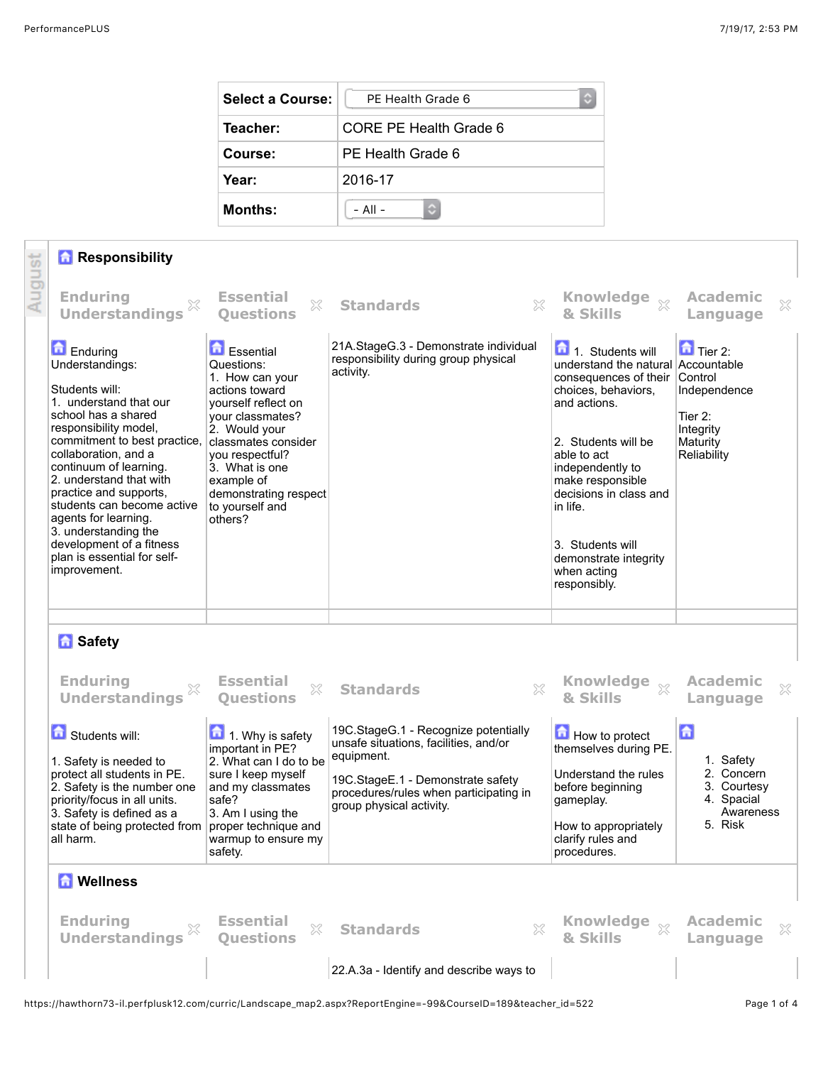| Select a Course: | PE Health Grade 6 |
|---|---|
| Teacher: | CORE PE Health Grade 6 |
| Course: | PE Health Grade 6 |
| Year: | 2016-17 |
| Months: | - All - |

## August

### Responsibility

| Enduring Understandings | Essential Questions | Standards | Knowledge & Skills | Academic Language |
|---|---|---|---|---|
| Enduring Understandings:<br><br>Students will:<br>1. understand that our school has a shared responsibility model, commitment to best practice, collaboration, and a continuum of learning.<br>2. understand that with practice and supports, students can become active agents for learning.<br>3. understanding the development of a fitness plan is essential for self-improvement. | Essential Questions:<br>1. How can your actions toward yourself reflect on your classmates?<br>2. Would your classmates consider you respectful?<br>3. What is one example of demonstrating respect to yourself and others? | 21A.StageG.3 - Demonstrate individual responsibility during group physical activity. | 1. Students will understand the natural consequences of their choices, behaviors, and actions.<br><br>2. Students will be able to act independently to make responsible decisions in class and in life.<br><br>3. Students will demonstrate integrity when acting responsibly. | Tier 2:<br>Accountable<br>Control<br>Independence<br><br>Tier 2:<br>Integrity<br>Maturity<br>Reliability |

### Safety

| Enduring Understandings | Essential Questions | Standards | Knowledge & Skills | Academic Language |
|---|---|---|---|---|
| Students will:<br><br>1. Safety is needed to protect all students in PE.<br>2. Safety is the number one priority/focus in all units.<br>3. Safety is defined as a state of being protected from all harm. | 1. Why is safety important in PE?<br>2. What can I do to be sure I keep myself and my classmates safe?<br>3. Am I using the proper technique and warmup to ensure my safety. | 19C.StageG.1 - Recognize potentially unsafe situations, facilities, and/or equipment.<br><br>19C.StageE.1 - Demonstrate safety procedures/rules when participating in group physical activity. | How to protect themselves during PE.<br><br>Understand the rules before beginning gameplay.<br><br>How to appropriately clarify rules and procedures. | 1. Safety<br>2. Concern<br>3. Courtesy<br>4. Spacial Awareness<br>5. Risk |

### Wellness

| Enduring Understandings | Essential Questions | Standards | Knowledge & Skills | Academic Language |
|---|---|---|---|---|
| | | 22.A.3a - Identify and describe ways to | | |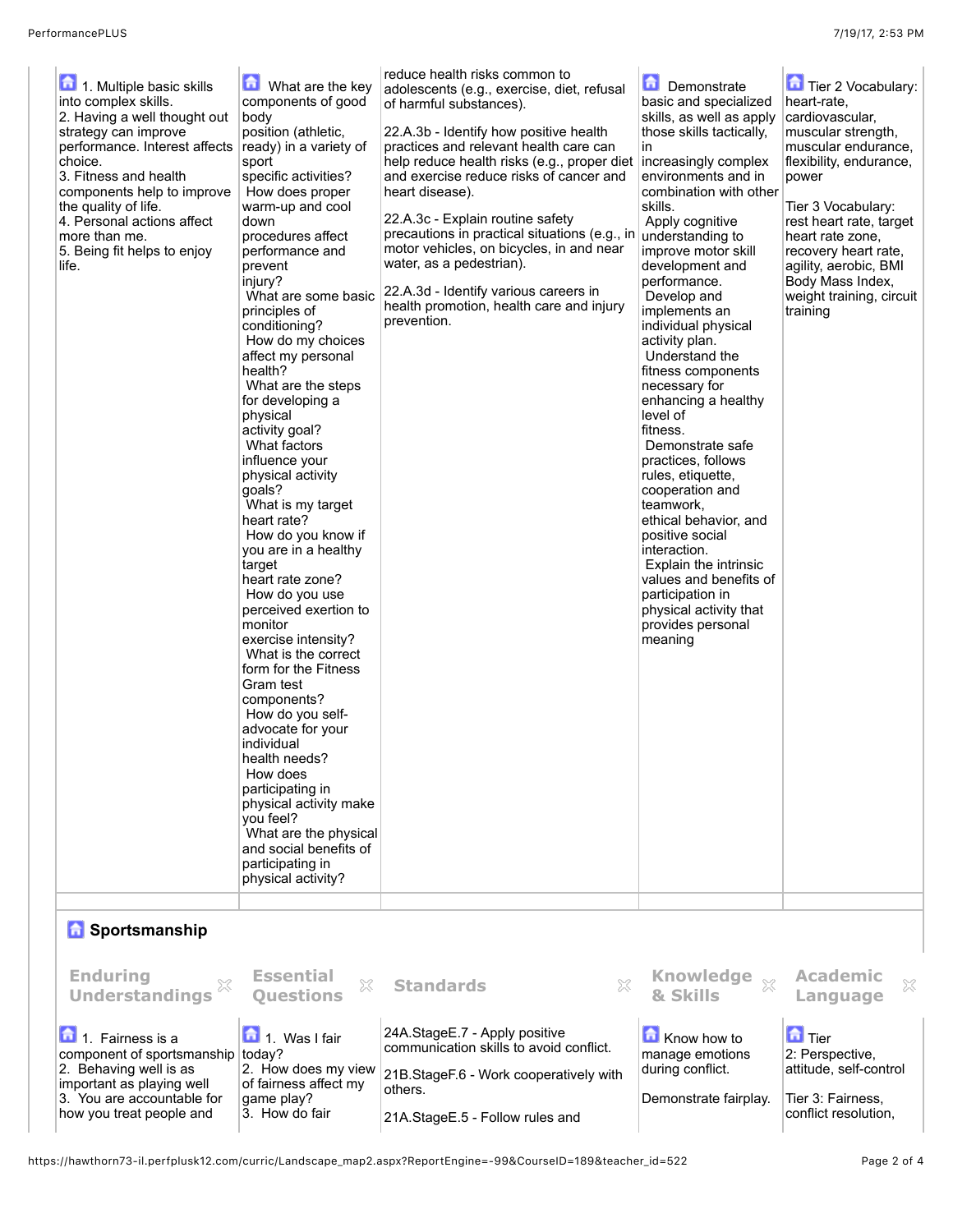| Enduring Understandings | Essential Questions | Standards | Knowledge & Skills | Academic Language |
|---|---|---|---|---|
| 1. Multiple basic skills into complex skills.<br>2. Having a well thought out strategy can improve performance. Interest affects choice.<br>3. Fitness and health components help to improve the quality of life.<br>4. Personal actions affect more than me.<br>5. Being fit helps to enjoy life. | What are the key components of good body position (athletic, ready) in a variety of sport specific activities?<br>How does proper warm-up and cool down procedures affect performance and prevent injury?<br>What are some basic principles of conditioning?<br>How do my choices affect my personal health?<br>What are the steps for developing a physical activity goal?<br>What factors influence your physical activity goals?<br>What is my target heart rate?<br>How do you know if you are in a healthy target heart rate zone?<br>How do you use perceived exertion to monitor exercise intensity?<br>What is the correct form for the Fitness Gram test components?<br>How do you self-advocate for your individual health needs?<br>How does participating in physical activity make you feel?<br>What are the physical and social benefits of participating in physical activity? | reduce health risks common to adolescents (e.g., exercise, diet, refusal of harmful substances).<br><br>22.A.3b - Identify how positive health practices and relevant health care can help reduce health risks (e.g., proper diet and exercise reduce risks of cancer and heart disease).<br><br>22.A.3c - Explain routine safety precautions in practical situations (e.g., in motor vehicles, on bicycles, in and near water, as a pedestrian).<br><br>22.A.3d - Identify various careers in health promotion, health care and injury prevention. | Demonstrate basic and specialized skills, as well as apply those skills tactically, in increasingly complex environments and in combination with other skills.<br>Apply cognitive understanding to improve motor skill development and performance.<br>Develop and implements an individual physical activity plan.<br>Understand the fitness components necessary for enhancing a healthy level of fitness.<br>Demonstrate safe practices, follows rules, etiquette, cooperation and teamwork, ethical behavior, and positive social interaction.<br>Explain the intrinsic values and benefits of participation in physical activity that provides personal meaning | Tier 2 Vocabulary: heart-rate, cardiovascular, muscular strength, muscular endurance, flexibility, endurance, power<br><br>Tier 3 Vocabulary: rest heart rate, target heart rate zone, recovery heart rate, agility, aerobic, BMI Body Mass Index, weight training, circuit training |

## Sportsmanship

| Enduring Understandings | Essential Questions | Standards | Knowledge & Skills | Academic Language |
|---|---|---|---|---|
| 1. Fairness is a component of sportsmanship<br>2. Behaving well is as important as playing well<br>3. You are accountable for how you treat people and | 1. Was I fair today?<br>2. How does my view of fairness affect my game play?<br>3. How do fair | 24A.StageE.7 - Apply positive communication skills to avoid conflict.<br><br>21B.StageF.6 - Work cooperatively with others.<br><br>21A.StageE.5 - Follow rules and | Know how to manage emotions during conflict.<br><br>Demonstrate fairplay. | Tier 2: Perspective, attitude, self-control<br><br>Tier 3: Fairness, conflict resolution, |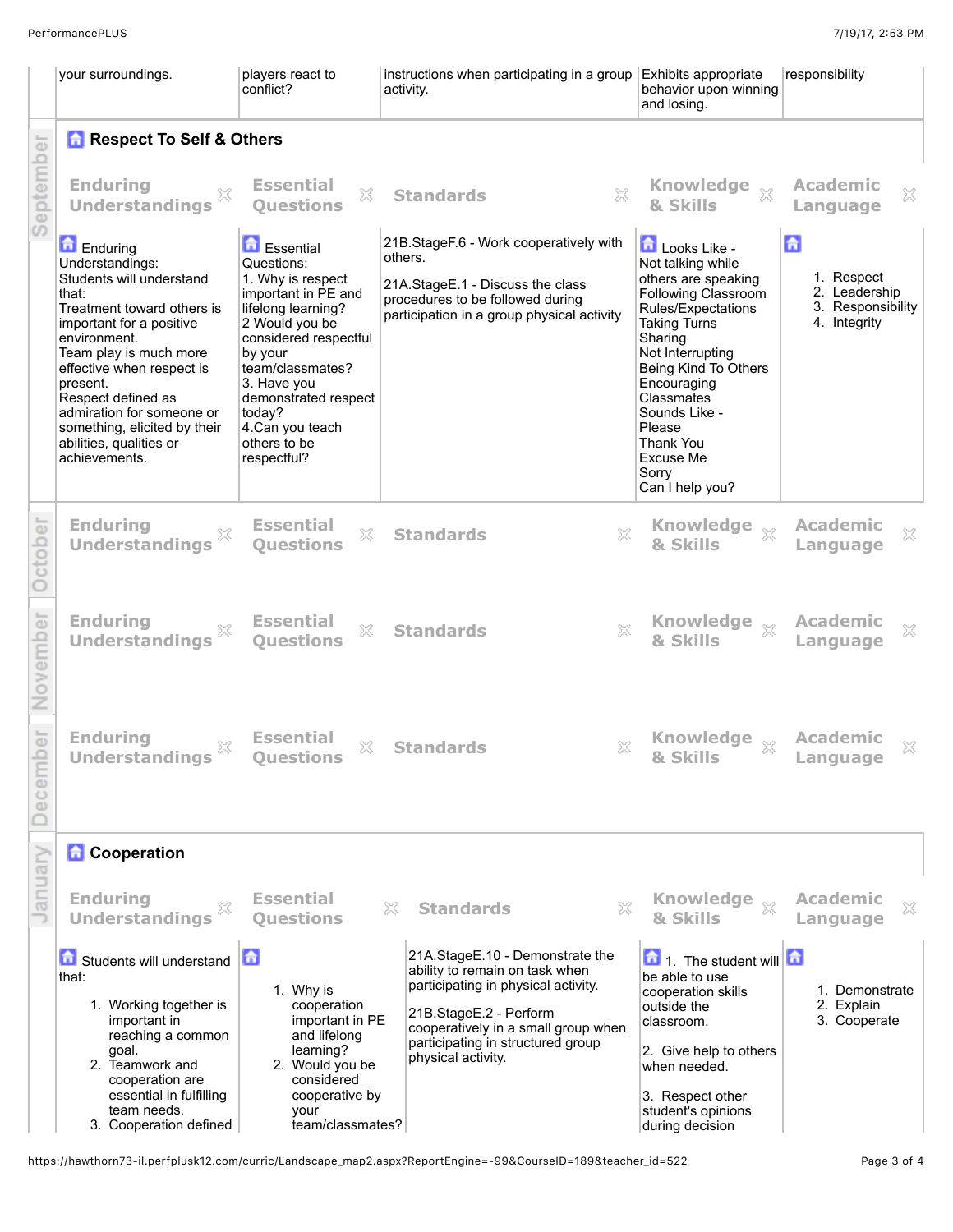| | | | | |
|---|---|---|---|---|
| your surroundings. | players react to conflict? | instructions when participating in a group activity. | Exhibits appropriate behavior upon winning and losing. | responsibility |

September

## Respect To Self & Others

| Enduring Understandings | Essential Questions | Standards | Knowledge & Skills | Academic Language |
|---|---|---|---|---|
| Enduring Understandings:<br>Students will understand that:<br>Treatment toward others is important for a positive environment.<br>Team play is much more effective when respect is present.<br>Respect defined as admiration for someone or something, elicited by their abilities, qualities or achievements. | Essential Questions:<br>1. Why is respect important in PE and lifelong learning?<br>2 Would you be considered respectful by your team/classmates?<br>3. Have you demonstrated respect today?<br>4.Can you teach others to be respectful? | 21B.StageF.6 - Work cooperatively with others.<br><br>21A.StageE.1 - Discuss the class procedures to be followed during participation in a group physical activity | Looks Like -<br>Not talking while others are speaking<br>Following Classroom Rules/Expectations<br>Taking Turns<br>Sharing<br>Not Interrupting<br>Being Kind To Others<br>Encouraging Classmates<br>Sounds Like -<br>Please<br>Thank You<br>Excuse Me<br>Sorry<br>Can I help you? | 1. Respect<br>2. Leadership<br>3. Responsibility<br>4. Integrity |

October

| Enduring Understandings | Essential Questions | Standards | Knowledge & Skills | Academic Language |
|---|---|---|---|---|

November

| Enduring Understandings | Essential Questions | Standards | Knowledge & Skills | Academic Language |
|---|---|---|---|---|

December

| Enduring Understandings | Essential Questions | Standards | Knowledge & Skills | Academic Language |
|---|---|---|---|---|

January

## Cooperation

| Enduring Understandings | Essential Questions | Standards | Knowledge & Skills | Academic Language |
|---|---|---|---|---|
| Students will understand that:<br>1. Working together is important in reaching a common goal.<br>2. Teamwork and cooperation are essential in fulfilling team needs.<br>3. Cooperation defined | 1. Why is cooperation important in PE and lifelong learning?<br>2. Would you be considered cooperative by your team/classmates? | 21A.StageE.10 - Demonstrate the ability to remain on task when participating in physical activity.<br><br>21B.StageE.2 - Perform cooperatively in a small group when participating in structured group physical activity. | 1. The student will be able to use cooperation skills outside the classroom.<br><br>2. Give help to others when needed.<br><br>3. Respect other student's opinions during decision | 1. Demonstrate<br>2. Explain<br>3. Cooperate |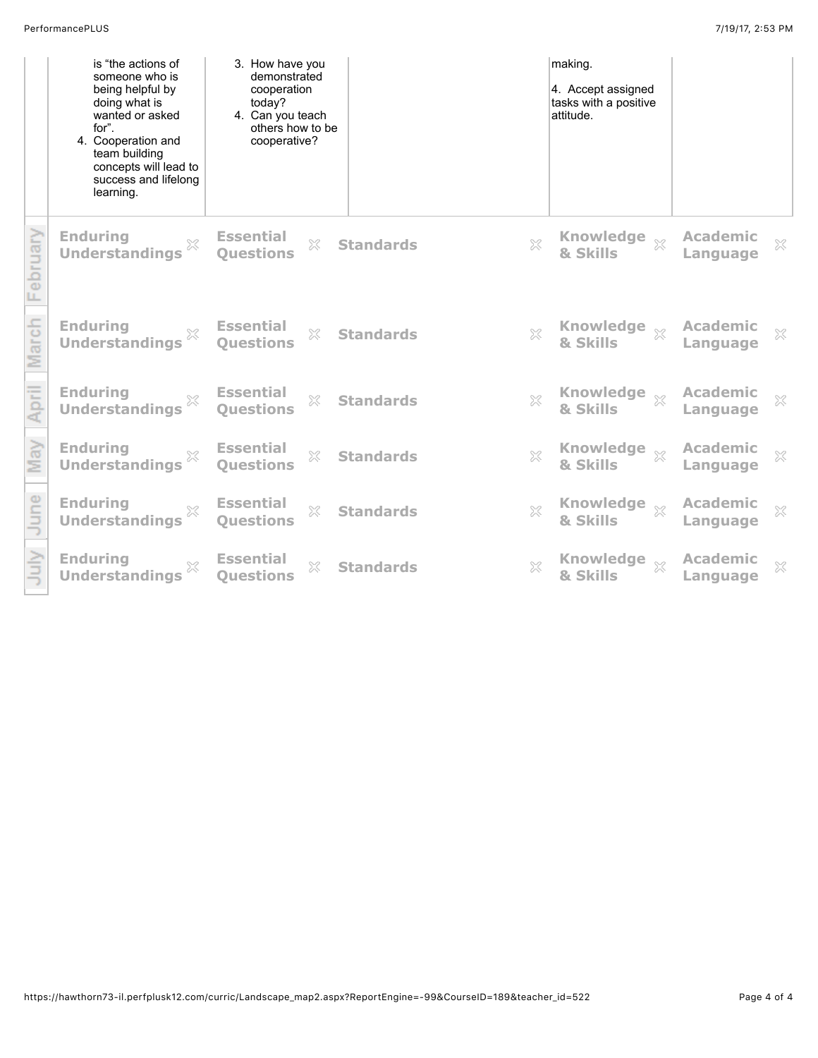| | Enduring Understandings | Essential Questions | Standards | Knowledge & Skills | Academic Language |
|---|---|---|---|---|---|
| | is "the actions of someone who is being helpful by doing what is wanted or asked for".<br>4. Cooperation and team building concepts will lead to success and lifelong learning. | 3. How have you demonstrated cooperation today?<br>4. Can you teach others how to be cooperative? | | making.<br>4. Accept assigned tasks with a positive attitude. | |
| February | Enduring Understandings | Essential Questions | Standards | Knowledge & Skills | Academic Language |
| March | Enduring Understandings | Essential Questions | Standards | Knowledge & Skills | Academic Language |
| April | Enduring Understandings | Essential Questions | Standards | Knowledge & Skills | Academic Language |
| May | Enduring Understandings | Essential Questions | Standards | Knowledge & Skills | Academic Language |
| June | Enduring Understandings | Essential Questions | Standards | Knowledge & Skills | Academic Language |
| July | Enduring Understandings | Essential Questions | Standards | Knowledge & Skills | Academic Language |